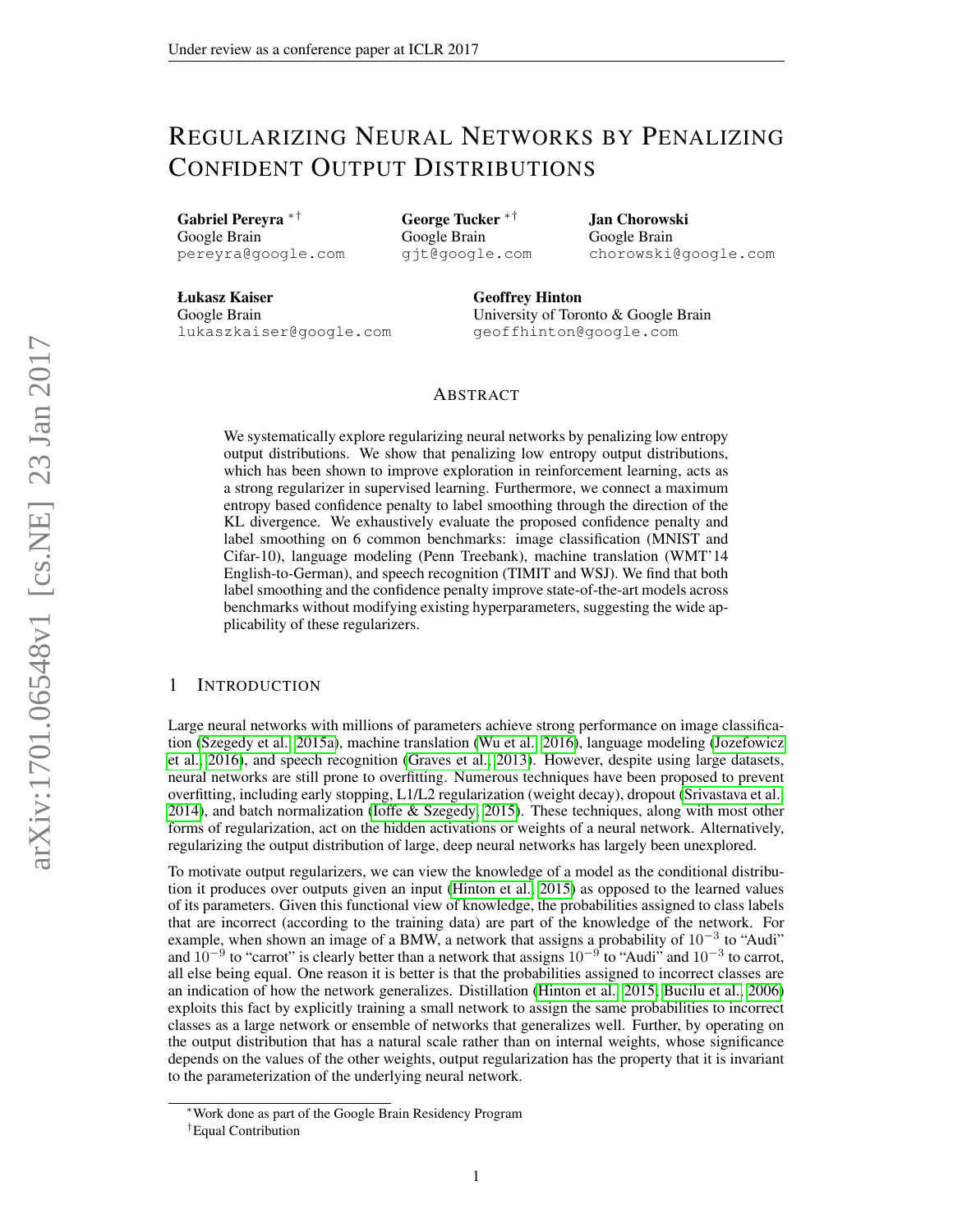# REGULARIZING NEURAL NETWORKS BY PENALIZING CONFIDENT OUTPUT DISTRIBUTIONS

**Gabriel Pereyra** [*†]
Google Brain
pereyra@google.com

**George Tucker** [*†]
Google Brain
gjt@google.com

**Jan Chorowski**
Google Brain
chorowski@google.com

**Łukasz Kaiser**
Google Brain
lukaszkaiser@google.com

**Geoffrey Hinton**
University of Toronto & Google Brain
geoffhinton@google.com

## ABSTRACT

We systematically explore regularizing neural networks by penalizing low entropy output distributions. We show that penalizing low entropy output distributions, which has been shown to improve exploration in reinforcement learning, acts as a strong regularizer in supervised learning. Furthermore, we connect a maximum entropy based confidence penalty to label smoothing through the direction of the KL divergence. We exhaustively evaluate the proposed confidence penalty and label smoothing on 6 common benchmarks: image classification (MNIST and Cifar-10), language modeling (Penn Treebank), machine translation (WMT'14 English-to-German), and speech recognition (TIMIT and WSJ). We find that both label smoothing and the confidence penalty improve state-of-the-art models across benchmarks without modifying existing hyperparameters, suggesting the wide applicability of these regularizers.

## 1 INTRODUCTION

Large neural networks with millions of parameters achieve strong performance on image classification (Szegedy et al., 2015a), machine translation (Wu et al., 2016), language modeling (Jozefowicz et al., 2016), and speech recognition (Graves et al., 2013). However, despite using large datasets, neural networks are still prone to overfitting. Numerous techniques have been proposed to prevent overfitting, including early stopping, L1/L2 regularization (weight decay), dropout (Srivastava et al., 2014), and batch normalization (Ioffe & Szegedy, 2015). These techniques, along with most other forms of regularization, act on the hidden activations or weights of a neural network. Alternatively, regularizing the output distribution of large, deep neural networks has largely been unexplored.

To motivate output regularizers, we can view the knowledge of a model as the conditional distribution it produces over outputs given an input (Hinton et al., 2015) as opposed to the learned values of its parameters. Given this functional view of knowledge, the probabilities assigned to class labels that are incorrect (according to the training data) are part of the knowledge of the network. For example, when shown an image of a BMW, a network that assigns a probability of $10^{-3}$ to "Audi" and $10^{-9}$ to "carrot" is clearly better than a network that assigns $10^{-9}$ to "Audi" and $10^{-3}$ to carrot, all else being equal. One reason it is better is that the probabilities assigned to incorrect classes are an indication of how the network generalizes. Distillation (Hinton et al., 2015; Bucilu et al., 2006) exploits this fact by explicitly training a small network to assign the same probabilities to incorrect classes as a large network or ensemble of networks that generalizes well. Further, by operating on the output distribution that has a natural scale rather than on internal weights, whose significance depends on the values of the other weights, output regularization has the property that it is invariant to the parameterization of the underlying neural network.

[*] Work done as part of the Google Brain Residency Program

[†] Equal Contribution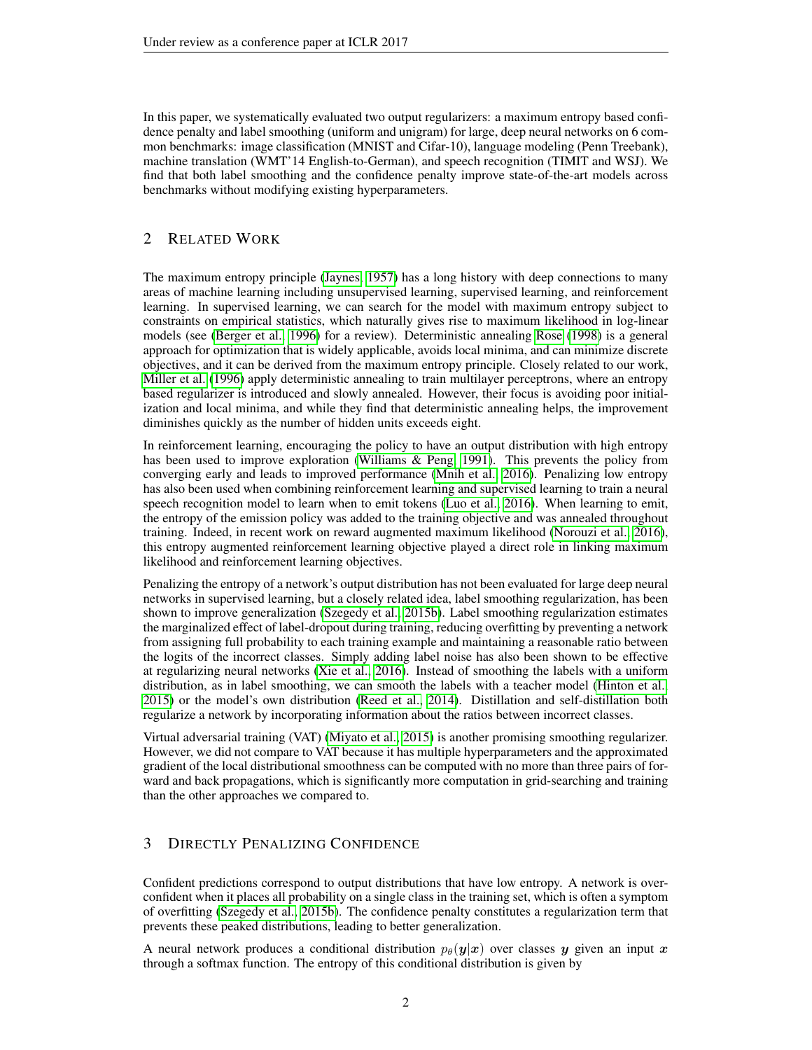In this paper, we systematically evaluated two output regularizers: a maximum entropy based confidence penalty and label smoothing (uniform and unigram) for large, deep neural networks on 6 common benchmarks: image classification (MNIST and Cifar-10), language modeling (Penn Treebank), machine translation (WMT'14 English-to-German), and speech recognition (TIMIT and WSJ). We find that both label smoothing and the confidence penalty improve state-of-the-art models across benchmarks without modifying existing hyperparameters.

## 2 Related Work

The maximum entropy principle (Jaynes, 1957) has a long history with deep connections to many areas of machine learning including unsupervised learning, supervised learning, and reinforcement learning. In supervised learning, we can search for the model with maximum entropy subject to constraints on empirical statistics, which naturally gives rise to maximum likelihood in log-linear models (see (Berger et al., 1996) for a review). Deterministic annealing Rose (1998) is a general approach for optimization that is widely applicable, avoids local minima, and can minimize discrete objectives, and it can be derived from the maximum entropy principle. Closely related to our work, Miller et al. (1996) apply deterministic annealing to train multilayer perceptrons, where an entropy based regularizer is introduced and slowly annealed. However, their focus is avoiding poor initialization and local minima, and while they find that deterministic annealing helps, the improvement diminishes quickly as the number of hidden units exceeds eight.

In reinforcement learning, encouraging the policy to have an output distribution with high entropy has been used to improve exploration (Williams & Peng, 1991). This prevents the policy from converging early and leads to improved performance (Mnih et al., 2016). Penalizing low entropy has also been used when combining reinforcement learning and supervised learning to train a neural speech recognition model to learn when to emit tokens (Luo et al., 2016). When learning to emit, the entropy of the emission policy was added to the training objective and was annealed throughout training. Indeed, in recent work on reward augmented maximum likelihood (Norouzi et al., 2016), this entropy augmented reinforcement learning objective played a direct role in linking maximum likelihood and reinforcement learning objectives.

Penalizing the entropy of a network's output distribution has not been evaluated for large deep neural networks in supervised learning, but a closely related idea, label smoothing regularization, has been shown to improve generalization (Szegedy et al., 2015b). Label smoothing regularization estimates the marginalized effect of label-dropout during training, reducing overfitting by preventing a network from assigning full probability to each training example and maintaining a reasonable ratio between the logits of the incorrect classes. Simply adding label noise has also been shown to be effective at regularizing neural networks (Xie et al., 2016). Instead of smoothing the labels with a uniform distribution, as in label smoothing, we can smooth the labels with a teacher model (Hinton et al., 2015) or the model's own distribution (Reed et al., 2014). Distillation and self-distillation both regularize a network by incorporating information about the ratios between incorrect classes.

Virtual adversarial training (VAT) (Miyato et al., 2015) is another promising smoothing regularizer. However, we did not compare to VAT because it has multiple hyperparameters and the approximated gradient of the local distributional smoothness can be computed with no more than three pairs of forward and back propagations, which is significantly more computation in grid-searching and training than the other approaches we compared to.

## 3 Directly Penalizing Confidence

Confident predictions correspond to output distributions that have low entropy. A network is overconfident when it places all probability on a single class in the training set, which is often a symptom of overfitting (Szegedy et al., 2015b). The confidence penalty constitutes a regularization term that prevents these peaked distributions, leading to better generalization.

A neural network produces a conditional distribution $p_\theta(\boldsymbol{y}|\boldsymbol{x})$ over classes $\boldsymbol{y}$ given an input $\boldsymbol{x}$ through a softmax function. The entropy of this conditional distribution is given by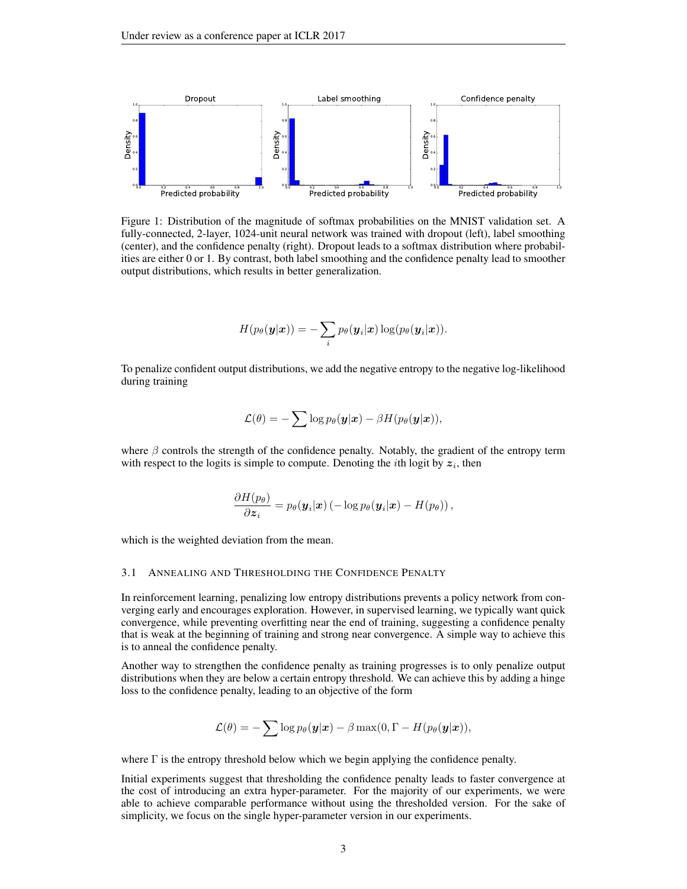Figure 1: Distribution of the magnitude of softmax probabilities on the MNIST validation set. A fully-connected, 2-layer, 1024-unit neural network was trained with dropout (left), label smoothing (center), and the confidence penalty (right). Dropout leads to a softmax distribution where probabilities are either 0 or 1. By contrast, both label smoothing and the confidence penalty lead to smoother output distributions, which results in better generalization.

$$H(p_\theta(\boldsymbol{y}|\boldsymbol{x})) = -\sum_i p_\theta(\boldsymbol{y}_i|\boldsymbol{x}) \log(p_\theta(\boldsymbol{y}_i|\boldsymbol{x})).$$

To penalize confident output distributions, we add the negative entropy to the negative log-likelihood during training

$$\mathcal{L}(\theta) = -\sum \log p_\theta(\boldsymbol{y}|\boldsymbol{x}) - \beta H(p_\theta(\boldsymbol{y}|\boldsymbol{x})),$$

where $\beta$ controls the strength of the confidence penalty. Notably, the gradient of the entropy term with respect to the logits is simple to compute. Denoting the $i$th logit by $\boldsymbol{z}_i$, then

$$\frac{\partial H(p_\theta)}{\partial \boldsymbol{z}_i} = p_\theta(\boldsymbol{y}_i|\boldsymbol{x}) \left(-\log p_\theta(\boldsymbol{y}_i|\boldsymbol{x}) - H(p_\theta)\right),$$

which is the weighted deviation from the mean.

### 3.1 Annealing and Thresholding the Confidence Penalty

In reinforcement learning, penalizing low entropy distributions prevents a policy network from converging early and encourages exploration. However, in supervised learning, we typically want quick convergence, while preventing overfitting near the end of training, suggesting a confidence penalty that is weak at the beginning of training and strong near convergence. A simple way to achieve this is to anneal the confidence penalty.

Another way to strengthen the confidence penalty as training progresses is to only penalize output distributions when they are below a certain entropy threshold. We can achieve this by adding a hinge loss to the confidence penalty, leading to an objective of the form

$$\mathcal{L}(\theta) = -\sum \log p_\theta(\boldsymbol{y}|\boldsymbol{x}) - \beta \max(0, \Gamma - H(p_\theta(\boldsymbol{y}|\boldsymbol{x})),$$

where $\Gamma$ is the entropy threshold below which we begin applying the confidence penalty.

Initial experiments suggest that thresholding the confidence penalty leads to faster convergence at the cost of introducing an extra hyper-parameter. For the majority of our experiments, we were able to achieve comparable performance without using the thresholded version. For the sake of simplicity, we focus on the single hyper-parameter version in our experiments.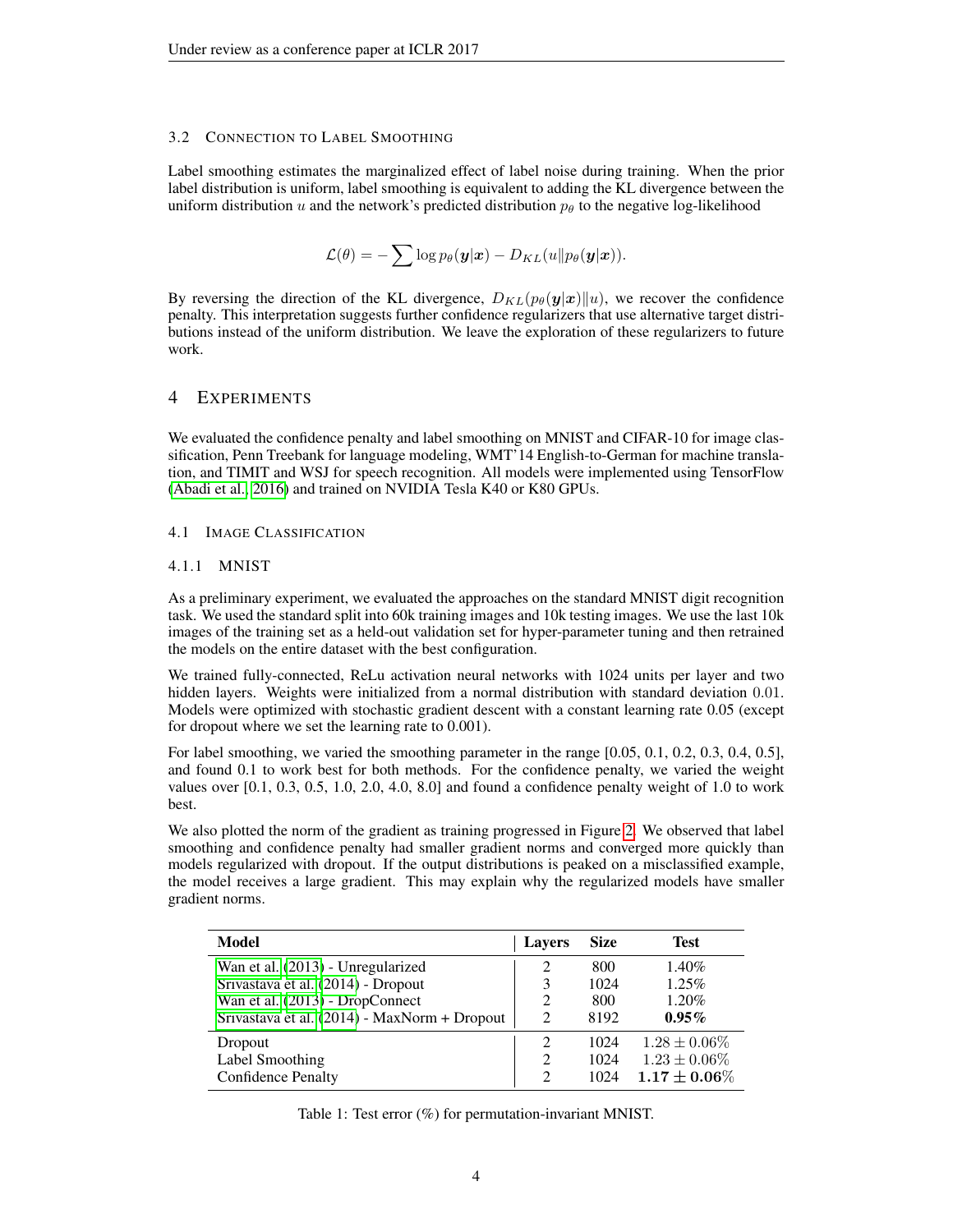### 3.2 Connection to Label Smoothing

Label smoothing estimates the marginalized effect of label noise during training. When the prior label distribution is uniform, label smoothing is equivalent to adding the KL divergence between the uniform distribution $u$ and the network's predicted distribution $p_\theta$ to the negative log-likelihood

$$\mathcal{L}(\theta) = -\sum \log p_\theta(\boldsymbol{y}|\boldsymbol{x}) - D_{KL}(u \| p_\theta(\boldsymbol{y}|\boldsymbol{x})).$$

By reversing the direction of the KL divergence, $D_{KL}(p_\theta(\boldsymbol{y}|\boldsymbol{x}) \| u)$, we recover the confidence penalty. This interpretation suggests further confidence regularizers that use alternative target distributions instead of the uniform distribution. We leave the exploration of these regularizers to future work.

## 4 Experiments

We evaluated the confidence penalty and label smoothing on MNIST and CIFAR-10 for image classification, Penn Treebank for language modeling, WMT'14 English-to-German for machine translation, and TIMIT and WSJ for speech recognition. All models were implemented using TensorFlow (Abadi et al., 2016) and trained on NVIDIA Tesla K40 or K80 GPUs.

### 4.1 Image Classification

#### 4.1.1 MNIST

As a preliminary experiment, we evaluated the approaches on the standard MNIST digit recognition task. We used the standard split into 60k training images and 10k testing images. We use the last 10k images of the training set as a held-out validation set for hyper-parameter tuning and then retrained the models on the entire dataset with the best configuration.

We trained fully-connected, ReLu activation neural networks with 1024 units per layer and two hidden layers. Weights were initialized from a normal distribution with standard deviation 0.01. Models were optimized with stochastic gradient descent with a constant learning rate 0.05 (except for dropout where we set the learning rate to 0.001).

For label smoothing, we varied the smoothing parameter in the range [0.05, 0.1, 0.2, 0.3, 0.4, 0.5], and found 0.1 to work best for both methods. For the confidence penalty, we varied the weight values over [0.1, 0.3, 0.5, 1.0, 2.0, 4.0, 8.0] and found a confidence penalty weight of 1.0 to work best.

We also plotted the norm of the gradient as training progressed in Figure 2. We observed that label smoothing and confidence penalty had smaller gradient norms and converged more quickly than models regularized with dropout. If the output distributions is peaked on a misclassified example, the model receives a large gradient. This may explain why the regularized models have smaller gradient norms.

| Model | Layers | Size | Test |
|---|---|---|---|
| Wan et al. (2013) - Unregularized | 2 | 800 | 1.40% |
| Srivastava et al. (2014) - Dropout | 3 | 1024 | 1.25% |
| Wan et al. (2013) - DropConnect | 2 | 800 | 1.20% |
| Srivastava et al. (2014) - MaxNorm + Dropout | 2 | 8192 | **0.95%** |
| Dropout | 2 | 1024 | $1.28 \pm 0.06\%$ |
| Label Smoothing | 2 | 1024 | $1.23 \pm 0.06\%$ |
| Confidence Penalty | 2 | 1024 | $\mathbf{1.17 \pm 0.06\%}$ |

Table 1: Test error (%) for permutation-invariant MNIST.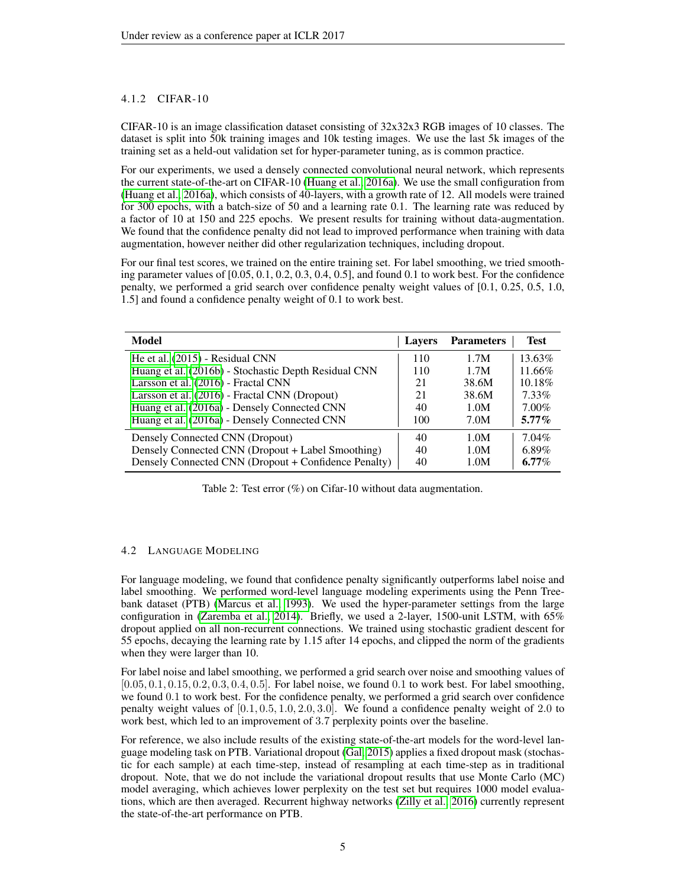#### 4.1.2 CIFAR-10

CIFAR-10 is an image classification dataset consisting of 32x32x3 RGB images of 10 classes. The dataset is split into 50k training images and 10k testing images. We use the last 5k images of the training set as a held-out validation set for hyper-parameter tuning, as is common practice.

For our experiments, we used a densely connected convolutional neural network, which represents the current state-of-the-art on CIFAR-10 (Huang et al., 2016a). We use the small configuration from (Huang et al., 2016a), which consists of 40-layers, with a growth rate of 12. All models were trained for 300 epochs, with a batch-size of 50 and a learning rate 0.1. The learning rate was reduced by a factor of 10 at 150 and 225 epochs. We present results for training without data-augmentation. We found that the confidence penalty did not lead to improved performance when training with data augmentation, however neither did other regularization techniques, including dropout.

For our final test scores, we trained on the entire training set. For label smoothing, we tried smoothing parameter values of [0.05, 0.1, 0.2, 0.3, 0.4, 0.5], and found 0.1 to work best. For the confidence penalty, we performed a grid search over confidence penalty weight values of [0.1, 0.25, 0.5, 1.0, 1.5] and found a confidence penalty weight of 0.1 to work best.

| Model | Layers | Parameters | Test |
|---|---|---|---|
| He et al. (2015) - Residual CNN | 110 | 1.7M | 13.63% |
| Huang et al. (2016b) - Stochastic Depth Residual CNN | 110 | 1.7M | 11.66% |
| Larsson et al. (2016) - Fractal CNN | 21 | 38.6M | 10.18% |
| Larsson et al. (2016) - Fractal CNN (Dropout) | 21 | 38.6M | 7.33% |
| Huang et al. (2016a) - Densely Connected CNN | 40 | 1.0M | 7.00% |
| Huang et al. (2016a) - Densely Connected CNN | 100 | 7.0M | **5.77%** |
| Densely Connected CNN (Dropout) | 40 | 1.0M | 7.04% |
| Densely Connected CNN (Dropout + Label Smoothing) | 40 | 1.0M | 6.89% |
| Densely Connected CNN (Dropout + Confidence Penalty) | 40 | 1.0M | **6.77%** |

Table 2: Test error (%) on Cifar-10 without data augmentation.

### 4.2 Language Modeling

For language modeling, we found that confidence penalty significantly outperforms label noise and label smoothing. We performed word-level language modeling experiments using the Penn Treebank dataset (PTB) (Marcus et al., 1993). We used the hyper-parameter settings from the large configuration in (Zaremba et al., 2014). Briefly, we used a 2-layer, 1500-unit LSTM, with 65% dropout applied on all non-recurrent connections. We trained using stochastic gradient descent for 55 epochs, decaying the learning rate by 1.15 after 14 epochs, and clipped the norm of the gradients when they were larger than 10.

For label noise and label smoothing, we performed a grid search over noise and smoothing values of $[0.05, 0.1, 0.15, 0.2, 0.3, 0.4, 0.5]$. For label noise, we found $0.1$ to work best. For label smoothing, we found $0.1$ to work best. For the confidence penalty, we performed a grid search over confidence penalty weight values of $[0.1, 0.5, 1.0, 2.0, 3.0]$. We found a confidence penalty weight of $2.0$ to work best, which led to an improvement of $3.7$ perplexity points over the baseline.

For reference, we also include results of the existing state-of-the-art models for the word-level language modeling task on PTB. Variational dropout (Gal, 2015) applies a fixed dropout mask (stochastic for each sample) at each time-step, instead of resampling at each time-step as in traditional dropout. Note, that we do not include the variational dropout results that use Monte Carlo (MC) model averaging, which achieves lower perplexity on the test set but requires 1000 model evaluations, which are then averaged. Recurrent highway networks (Zilly et al., 2016) currently represent the state-of-the-art performance on PTB.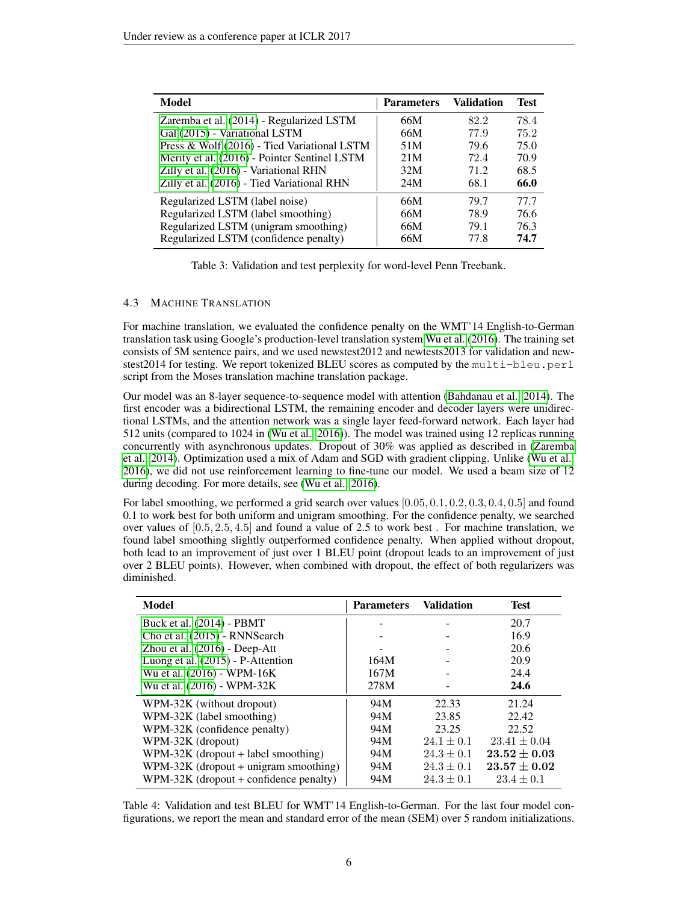| Model | Parameters | Validation | Test |
|---|---|---|---|
| Zaremba et al. (2014) - Regularized LSTM | 66M | 82.2 | 78.4 |
| Gal (2015) - Variational LSTM | 66M | 77.9 | 75.2 |
| Press & Wolf (2016) - Tied Variational LSTM | 51M | 79.6 | 75.0 |
| Merity et al. (2016) - Pointer Sentinel LSTM | 21M | 72.4 | 70.9 |
| Zilly et al. (2016) - Variational RHN | 32M | 71.2 | 68.5 |
| Zilly et al. (2016) - Tied Variational RHN | 24M | 68.1 | **66.0** |
| Regularized LSTM (label noise) | 66M | 79.7 | 77.7 |
| Regularized LSTM (label smoothing) | 66M | 78.9 | 76.6 |
| Regularized LSTM (unigram smoothing) | 66M | 79.1 | 76.3 |
| Regularized LSTM (confidence penalty) | 66M | 77.8 | **74.7** |

Table 3: Validation and test perplexity for word-level Penn Treebank.

### 4.3 Machine Translation

For machine translation, we evaluated the confidence penalty on the WMT'14 English-to-German translation task using Google's production-level translation system Wu et al. (2016). The training set consists of 5M sentence pairs, and we used newstest2012 and newtests2013 for validation and newstest2014 for testing. We report tokenized BLEU scores as computed by the `multi-bleu.perl` script from the Moses translation machine translation package.

Our model was an 8-layer sequence-to-sequence model with attention (Bahdanau et al., 2014). The first encoder was a bidirectional LSTM, the remaining encoder and decoder layers were unidirectional LSTMs, and the attention network was a single layer feed-forward network. Each layer had 512 units (compared to 1024 in (Wu et al., 2016)). The model was trained using 12 replicas running concurrently with asynchronous updates. Dropout of 30% was applied as described in (Zaremba et al., 2014). Optimization used a mix of Adam and SGD with gradient clipping. Unlike (Wu et al., 2016), we did not use reinforcement learning to fine-tune our model. We used a beam size of 12 during decoding. For more details, see (Wu et al., 2016).

For label smoothing, we performed a grid search over values $[0.05, 0.1, 0.2, 0.3, 0.4, 0.5]$ and found 0.1 to work best for both uniform and unigram smoothing. For the confidence penalty, we searched over values of $[0.5, 2.5, 4.5]$ and found a value of 2.5 to work best . For machine translation, we found label smoothing slightly outperformed confidence penalty. When applied without dropout, both lead to an improvement of just over 1 BLEU point (dropout leads to an improvement of just over 2 BLEU points). However, when combined with dropout, the effect of both regularizers was diminished.

| Model | Parameters | Validation | Test |
|---|---|---|---|
| Buck et al. (2014) - PBMT | - | - | 20.7 |
| Cho et al. (2015) - RNNSearch | - | - | 16.9 |
| Zhou et al. (2016) - Deep-Att | - | - | 20.6 |
| Luong et al. (2015) - P-Attention | 164M | - | 20.9 |
| Wu et al. (2016) - WPM-16K | 167M | - | 24.4 |
| Wu et al. (2016) - WPM-32K | 278M | - | **24.6** |
| WPM-32K (without dropout) | 94M | 22.33 | 21.24 |
| WPM-32K (label smoothing) | 94M | 23.85 | 22.42 |
| WPM-32K (confidence penalty) | 94M | 23.25 | 22.52 |
| WPM-32K (dropout) | 94M | $24.1 \pm 0.1$ | $23.41 \pm 0.04$ |
| WPM-32K (dropout + label smoothing) | 94M | $24.3 \pm 0.1$ | $\mathbf{23.52 \pm 0.03}$ |
| WPM-32K (dropout + unigram smoothing) | 94M | $24.3 \pm 0.1$ | $\mathbf{23.57 \pm 0.02}$ |
| WPM-32K (dropout + confidence penalty) | 94M | $24.3 \pm 0.1$ | $23.4 \pm 0.1$ |

Table 4: Validation and test BLEU for WMT'14 English-to-German. For the last four model configurations, we report the mean and standard error of the mean (SEM) over 5 random initializations.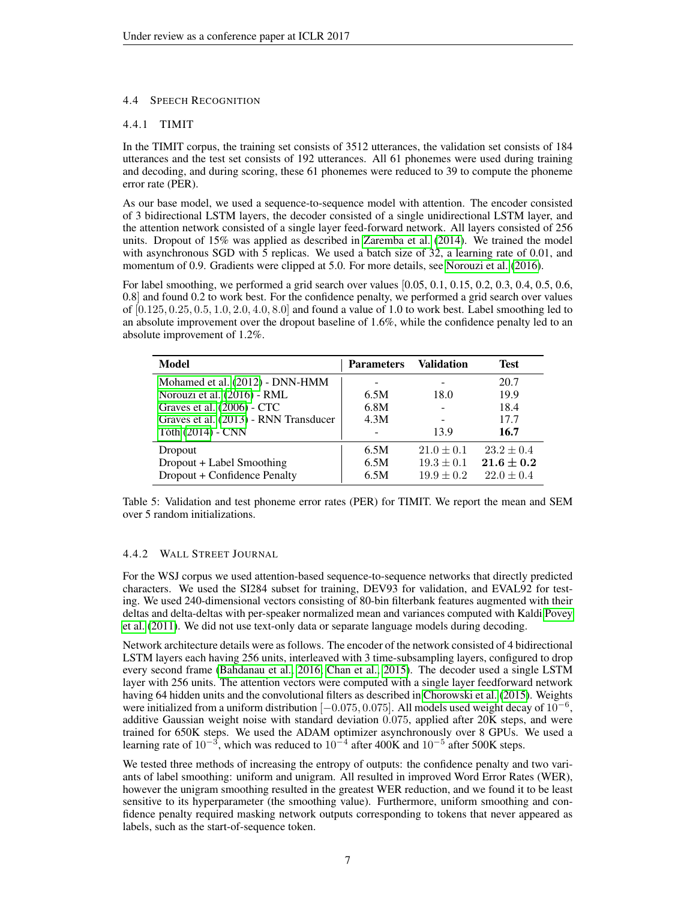### 4.4 Speech Recognition

#### 4.4.1 TIMIT

In the TIMIT corpus, the training set consists of 3512 utterances, the validation set consists of 184 utterances and the test set consists of 192 utterances. All 61 phonemes were used during training and decoding, and during scoring, these 61 phonemes were reduced to 39 to compute the phoneme error rate (PER).

As our base model, we used a sequence-to-sequence model with attention. The encoder consisted of 3 bidirectional LSTM layers, the decoder consisted of a single unidirectional LSTM layer, and the attention network consisted of a single layer feed-forward network. All layers consisted of 256 units. Dropout of 15% was applied as described in Zaremba et al. (2014). We trained the model with asynchronous SGD with 5 replicas. We used a batch size of 32, a learning rate of 0.01, and momentum of 0.9. Gradients were clipped at 5.0. For more details, see Norouzi et al. (2016).

For label smoothing, we performed a grid search over values [0.05, 0.1, 0.15, 0.2, 0.3, 0.4, 0.5, 0.6, 0.8] and found 0.2 to work best. For the confidence penalty, we performed a grid search over values of $[0.125, 0.25, 0.5, 1.0, 2.0, 4.0, 8.0]$ and found a value of 1.0 to work best. Label smoothing led to an absolute improvement over the dropout baseline of 1.6%, while the confidence penalty led to an absolute improvement of 1.2%.

| Model | Parameters | Validation | Test |
|---|---|---|---|
| Mohamed et al. (2012) - DNN-HMM | - | - | 20.7 |
| Norouzi et al. (2016) - RML | 6.5M | 18.0 | 19.9 |
| Graves et al. (2006) - CTC | 6.8M | - | 18.4 |
| Graves et al. (2013) - RNN Transducer | 4.3M | - | 17.7 |
| Tóth (2014) - CNN | - | 13.9 | **16.7** |
| Dropout | 6.5M | $21.0 \pm 0.1$ | $23.2 \pm 0.4$ |
| Dropout + Label Smoothing | 6.5M | $19.3 \pm 0.1$ | $\mathbf{21.6 \pm 0.2}$ |
| Dropout + Confidence Penalty | 6.5M | $19.9 \pm 0.2$ | $22.0 \pm 0.4$ |

Table 5: Validation and test phoneme error rates (PER) for TIMIT. We report the mean and SEM over 5 random initializations.

#### 4.4.2 Wall Street Journal

For the WSJ corpus we used attention-based sequence-to-sequence networks that directly predicted characters. We used the SI284 subset for training, DEV93 for validation, and EVAL92 for testing. We used 240-dimensional vectors consisting of 80-bin filterbank features augmented with their deltas and delta-deltas with per-speaker normalized mean and variances computed with Kaldi Povey et al. (2011). We did not use text-only data or separate language models during decoding.

Network architecture details were as follows. The encoder of the network consisted of 4 bidirectional LSTM layers each having 256 units, interleaved with 3 time-subsampling layers, configured to drop every second frame (Bahdanau et al., 2016; Chan et al., 2015). The decoder used a single LSTM layer with 256 units. The attention vectors were computed with a single layer feedforward network having 64 hidden units and the convolutional filters as described in Chorowski et al. (2015). Weights were initialized from a uniform distribution $[-0.075, 0.075]$. All models used weight decay of $10^{-6}$, additive Gaussian weight noise with standard deviation 0.075, applied after 20K steps, and were trained for 650K steps. We used the ADAM optimizer asynchronously over 8 GPUs. We used a learning rate of $10^{-3}$, which was reduced to $10^{-4}$ after 400K and $10^{-5}$ after 500K steps.

We tested three methods of increasing the entropy of outputs: the confidence penalty and two variants of label smoothing: uniform and unigram. All resulted in improved Word Error Rates (WER), however the unigram smoothing resulted in the greatest WER reduction, and we found it to be least sensitive to its hyperparameter (the smoothing value). Furthermore, uniform smoothing and confidence penalty required masking network outputs corresponding to tokens that never appeared as labels, such as the start-of-sequence token.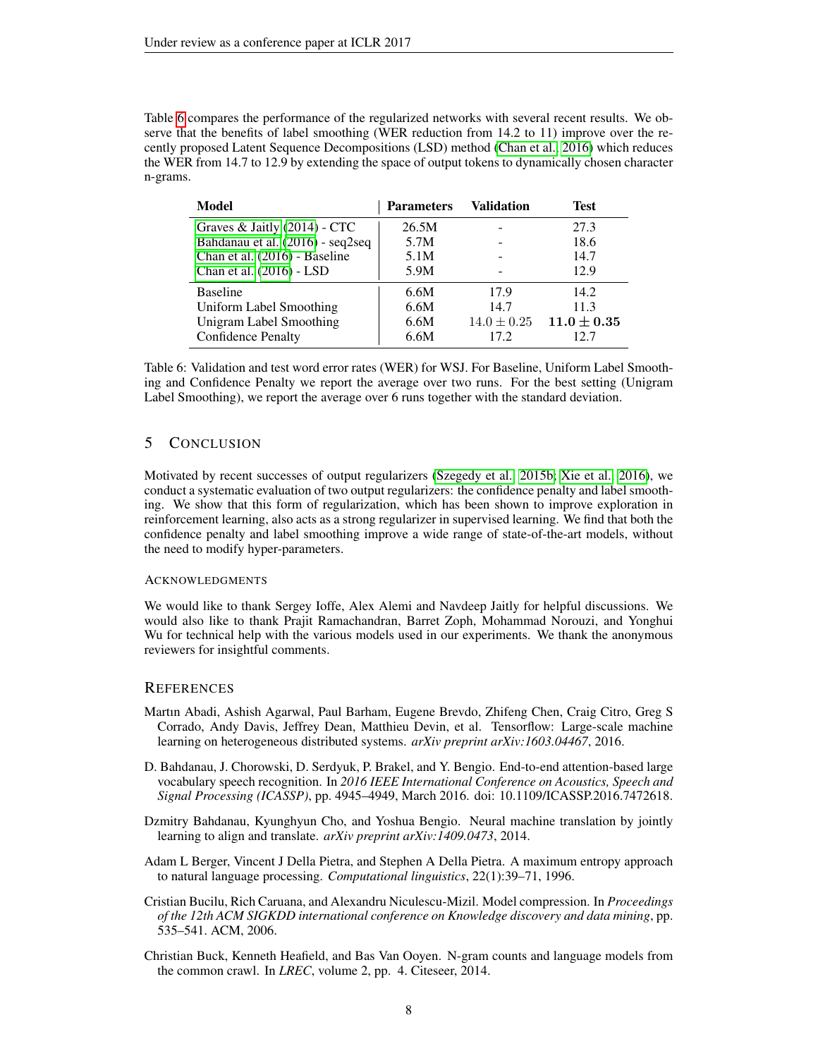Table 6 compares the performance of the regularized networks with several recent results. We observe that the benefits of label smoothing (WER reduction from 14.2 to 11) improve over the recently proposed Latent Sequence Decompositions (LSD) method (Chan et al., 2016) which reduces the WER from 14.7 to 12.9 by extending the space of output tokens to dynamically chosen character n-grams.

| Model | Parameters | Validation | Test |
|---|---|---|---|
| Graves & Jaitly (2014) - CTC | 26.5M | - | 27.3 |
| Bahdanau et al. (2016) - seq2seq | 5.7M | - | 18.6 |
| Chan et al. (2016) - Baseline | 5.1M | - | 14.7 |
| Chan et al. (2016) - LSD | 5.9M | - | 12.9 |
| Baseline | 6.6M | 17.9 | 14.2 |
| Uniform Label Smoothing | 6.6M | 14.7 | 11.3 |
| Unigram Label Smoothing | 6.6M | $14.0 \pm 0.25$ | $\mathbf{11.0 \pm 0.35}$ |
| Confidence Penalty | 6.6M | 17.2 | 12.7 |

Table 6: Validation and test word error rates (WER) for WSJ. For Baseline, Uniform Label Smoothing and Confidence Penalty we report the average over two runs. For the best setting (Unigram Label Smoothing), we report the average over 6 runs together with the standard deviation.

## 5 Conclusion

Motivated by recent successes of output regularizers (Szegedy et al., 2015b; Xie et al., 2016), we conduct a systematic evaluation of two output regularizers: the confidence penalty and label smoothing. We show that this form of regularization, which has been shown to improve exploration in reinforcement learning, also acts as a strong regularizer in supervised learning. We find that both the confidence penalty and label smoothing improve a wide range of state-of-the-art models, without the need to modify hyper-parameters.

### Acknowledgments

We would like to thank Sergey Ioffe, Alex Alemi and Navdeep Jaitly for helpful discussions. We would also like to thank Prajit Ramachandran, Barret Zoph, Mohammad Norouzi, and Yonghui Wu for technical help with the various models used in our experiments. We thank the anonymous reviewers for insightful comments.

## References

Martın Abadi, Ashish Agarwal, Paul Barham, Eugene Brevdo, Zhifeng Chen, Craig Citro, Greg S Corrado, Andy Davis, Jeffrey Dean, Matthieu Devin, et al. Tensorflow: Large-scale machine learning on heterogeneous distributed systems. *arXiv preprint arXiv:1603.04467*, 2016.

D. Bahdanau, J. Chorowski, D. Serdyuk, P. Brakel, and Y. Bengio. End-to-end attention-based large vocabulary speech recognition. In *2016 IEEE International Conference on Acoustics, Speech and Signal Processing (ICASSP)*, pp. 4945–4949, March 2016. doi: 10.1109/ICASSP.2016.7472618.

Dzmitry Bahdanau, Kyunghyun Cho, and Yoshua Bengio. Neural machine translation by jointly learning to align and translate. *arXiv preprint arXiv:1409.0473*, 2014.

Adam L Berger, Vincent J Della Pietra, and Stephen A Della Pietra. A maximum entropy approach to natural language processing. *Computational linguistics*, 22(1):39–71, 1996.

Cristian Bucilu, Rich Caruana, and Alexandru Niculescu-Mizil. Model compression. In *Proceedings of the 12th ACM SIGKDD international conference on Knowledge discovery and data mining*, pp. 535–541. ACM, 2006.

Christian Buck, Kenneth Heafield, and Bas Van Ooyen. N-gram counts and language models from the common crawl. In *LREC*, volume 2, pp. 4. Citeseer, 2014.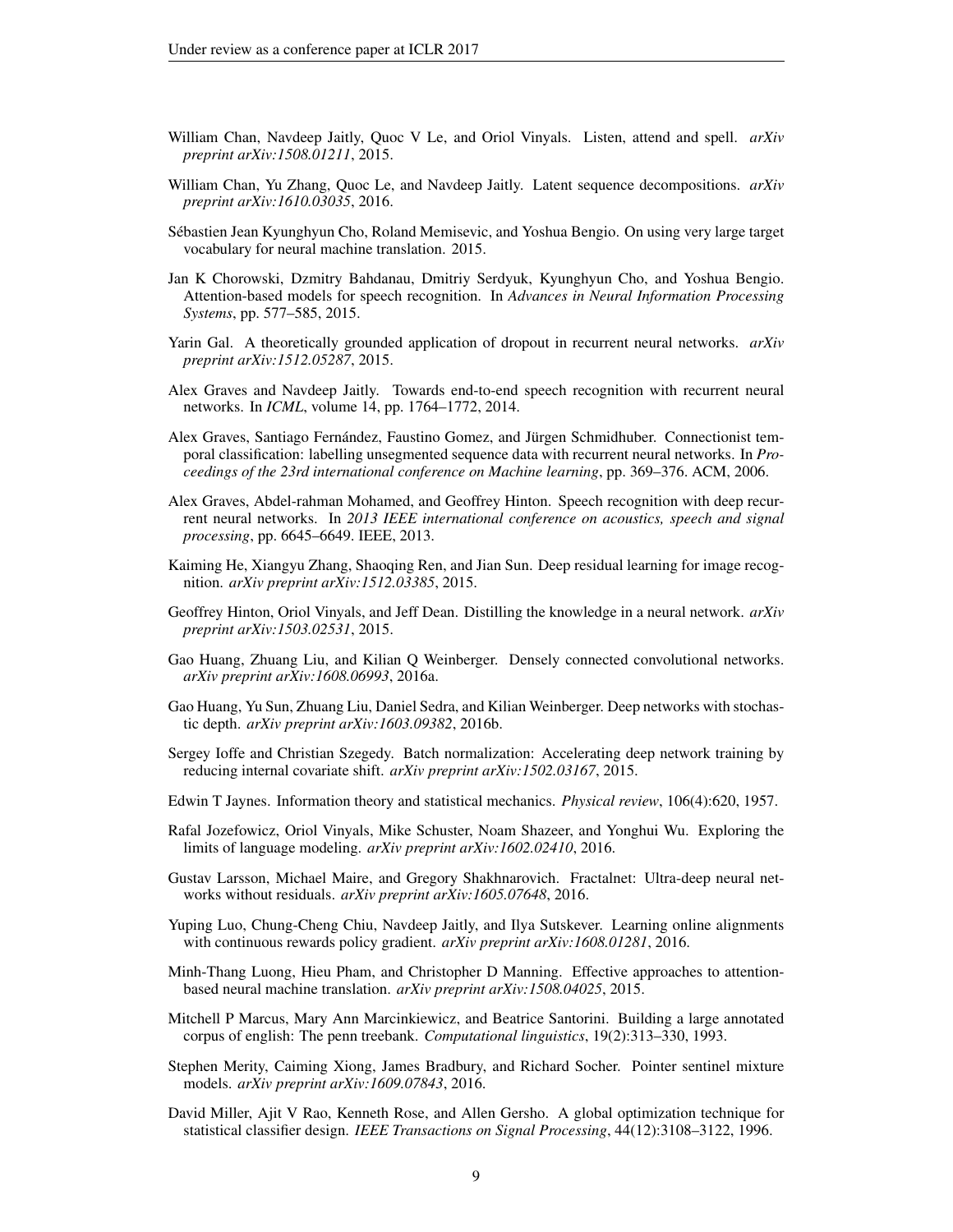William Chan, Navdeep Jaitly, Quoc V Le, and Oriol Vinyals. Listen, attend and spell. *arXiv preprint arXiv:1508.01211*, 2015.

William Chan, Yu Zhang, Quoc Le, and Navdeep Jaitly. Latent sequence decompositions. *arXiv preprint arXiv:1610.03035*, 2016.

Sébastien Jean Kyunghyun Cho, Roland Memisevic, and Yoshua Bengio. On using very large target vocabulary for neural machine translation. 2015.

Jan K Chorowski, Dzmitry Bahdanau, Dmitriy Serdyuk, Kyunghyun Cho, and Yoshua Bengio. Attention-based models for speech recognition. In *Advances in Neural Information Processing Systems*, pp. 577–585, 2015.

Yarin Gal. A theoretically grounded application of dropout in recurrent neural networks. *arXiv preprint arXiv:1512.05287*, 2015.

Alex Graves and Navdeep Jaitly. Towards end-to-end speech recognition with recurrent neural networks. In *ICML*, volume 14, pp. 1764–1772, 2014.

Alex Graves, Santiago Fernández, Faustino Gomez, and Jürgen Schmidhuber. Connectionist temporal classification: labelling unsegmented sequence data with recurrent neural networks. In *Proceedings of the 23rd international conference on Machine learning*, pp. 369–376. ACM, 2006.

Alex Graves, Abdel-rahman Mohamed, and Geoffrey Hinton. Speech recognition with deep recurrent neural networks. In *2013 IEEE international conference on acoustics, speech and signal processing*, pp. 6645–6649. IEEE, 2013.

Kaiming He, Xiangyu Zhang, Shaoqing Ren, and Jian Sun. Deep residual learning for image recognition. *arXiv preprint arXiv:1512.03385*, 2015.

Geoffrey Hinton, Oriol Vinyals, and Jeff Dean. Distilling the knowledge in a neural network. *arXiv preprint arXiv:1503.02531*, 2015.

Gao Huang, Zhuang Liu, and Kilian Q Weinberger. Densely connected convolutional networks. *arXiv preprint arXiv:1608.06993*, 2016a.

Gao Huang, Yu Sun, Zhuang Liu, Daniel Sedra, and Kilian Weinberger. Deep networks with stochastic depth. *arXiv preprint arXiv:1603.09382*, 2016b.

Sergey Ioffe and Christian Szegedy. Batch normalization: Accelerating deep network training by reducing internal covariate shift. *arXiv preprint arXiv:1502.03167*, 2015.

Edwin T Jaynes. Information theory and statistical mechanics. *Physical review*, 106(4):620, 1957.

Rafal Jozefowicz, Oriol Vinyals, Mike Schuster, Noam Shazeer, and Yonghui Wu. Exploring the limits of language modeling. *arXiv preprint arXiv:1602.02410*, 2016.

Gustav Larsson, Michael Maire, and Gregory Shakhnarovich. Fractalnet: Ultra-deep neural networks without residuals. *arXiv preprint arXiv:1605.07648*, 2016.

Yuping Luo, Chung-Cheng Chiu, Navdeep Jaitly, and Ilya Sutskever. Learning online alignments with continuous rewards policy gradient. *arXiv preprint arXiv:1608.01281*, 2016.

Minh-Thang Luong, Hieu Pham, and Christopher D Manning. Effective approaches to attention-based neural machine translation. *arXiv preprint arXiv:1508.04025*, 2015.

Mitchell P Marcus, Mary Ann Marcinkiewicz, and Beatrice Santorini. Building a large annotated corpus of english: The penn treebank. *Computational linguistics*, 19(2):313–330, 1993.

Stephen Merity, Caiming Xiong, James Bradbury, and Richard Socher. Pointer sentinel mixture models. *arXiv preprint arXiv:1609.07843*, 2016.

David Miller, Ajit V Rao, Kenneth Rose, and Allen Gersho. A global optimization technique for statistical classifier design. *IEEE Transactions on Signal Processing*, 44(12):3108–3122, 1996.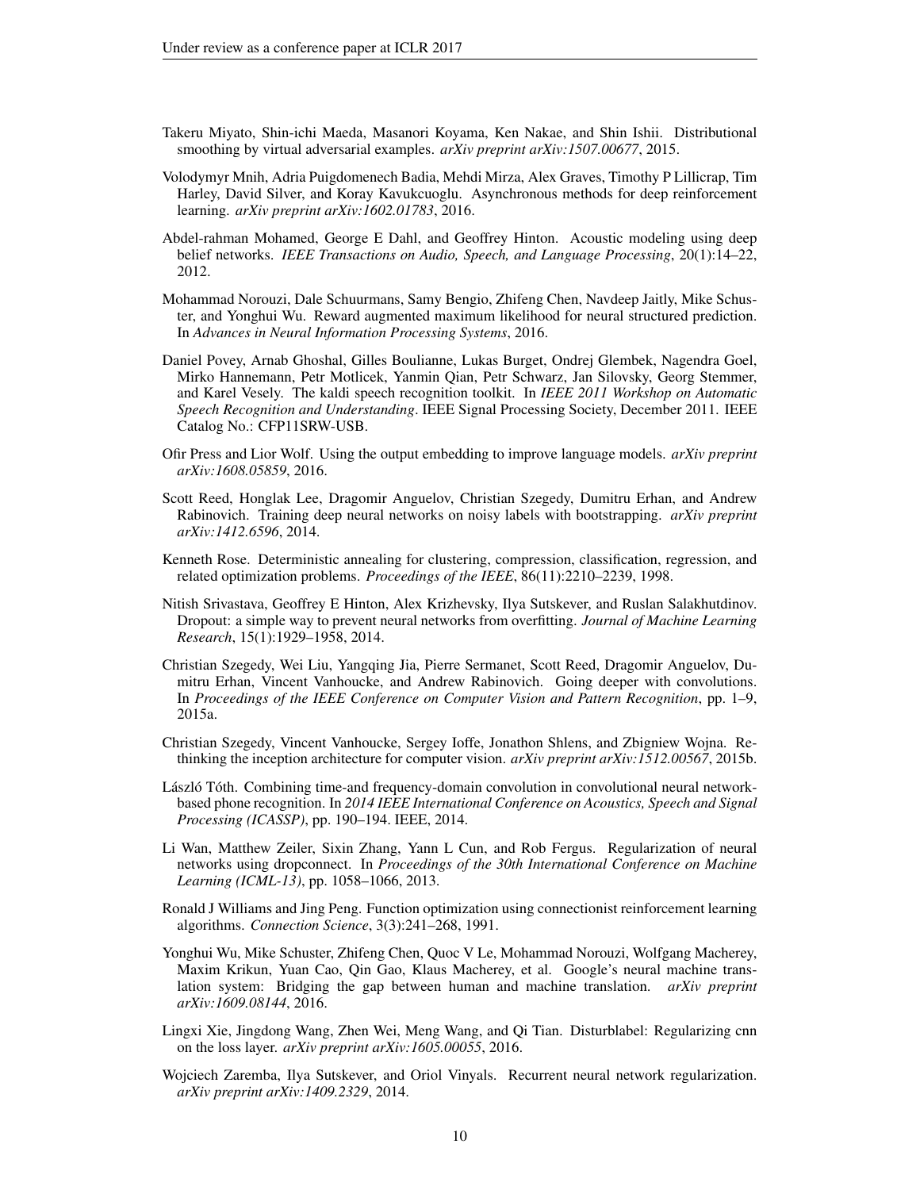Takeru Miyato, Shin-ichi Maeda, Masanori Koyama, Ken Nakae, and Shin Ishii. Distributional smoothing by virtual adversarial examples. *arXiv preprint arXiv:1507.00677*, 2015.

Volodymyr Mnih, Adria Puigdomenech Badia, Mehdi Mirza, Alex Graves, Timothy P Lillicrap, Tim Harley, David Silver, and Koray Kavukcuoglu. Asynchronous methods for deep reinforcement learning. *arXiv preprint arXiv:1602.01783*, 2016.

Abdel-rahman Mohamed, George E Dahl, and Geoffrey Hinton. Acoustic modeling using deep belief networks. *IEEE Transactions on Audio, Speech, and Language Processing*, 20(1):14–22, 2012.

Mohammad Norouzi, Dale Schuurmans, Samy Bengio, Zhifeng Chen, Navdeep Jaitly, Mike Schuster, and Yonghui Wu. Reward augmented maximum likelihood for neural structured prediction. In *Advances in Neural Information Processing Systems*, 2016.

Daniel Povey, Arnab Ghoshal, Gilles Boulianne, Lukas Burget, Ondrej Glembek, Nagendra Goel, Mirko Hannemann, Petr Motlicek, Yanmin Qian, Petr Schwarz, Jan Silovsky, Georg Stemmer, and Karel Vesely. The kaldi speech recognition toolkit. In *IEEE 2011 Workshop on Automatic Speech Recognition and Understanding*. IEEE Signal Processing Society, December 2011. IEEE Catalog No.: CFP11SRW-USB.

Ofir Press and Lior Wolf. Using the output embedding to improve language models. *arXiv preprint arXiv:1608.05859*, 2016.

Scott Reed, Honglak Lee, Dragomir Anguelov, Christian Szegedy, Dumitru Erhan, and Andrew Rabinovich. Training deep neural networks on noisy labels with bootstrapping. *arXiv preprint arXiv:1412.6596*, 2014.

Kenneth Rose. Deterministic annealing for clustering, compression, classification, regression, and related optimization problems. *Proceedings of the IEEE*, 86(11):2210–2239, 1998.

Nitish Srivastava, Geoffrey E Hinton, Alex Krizhevsky, Ilya Sutskever, and Ruslan Salakhutdinov. Dropout: a simple way to prevent neural networks from overfitting. *Journal of Machine Learning Research*, 15(1):1929–1958, 2014.

Christian Szegedy, Wei Liu, Yangqing Jia, Pierre Sermanet, Scott Reed, Dragomir Anguelov, Dumitru Erhan, Vincent Vanhoucke, and Andrew Rabinovich. Going deeper with convolutions. In *Proceedings of the IEEE Conference on Computer Vision and Pattern Recognition*, pp. 1–9, 2015a.

Christian Szegedy, Vincent Vanhoucke, Sergey Ioffe, Jonathon Shlens, and Zbigniew Wojna. Rethinking the inception architecture for computer vision. *arXiv preprint arXiv:1512.00567*, 2015b.

László Tóth. Combining time-and frequency-domain convolution in convolutional neural network-based phone recognition. In *2014 IEEE International Conference on Acoustics, Speech and Signal Processing (ICASSP)*, pp. 190–194. IEEE, 2014.

Li Wan, Matthew Zeiler, Sixin Zhang, Yann L Cun, and Rob Fergus. Regularization of neural networks using dropconnect. In *Proceedings of the 30th International Conference on Machine Learning (ICML-13)*, pp. 1058–1066, 2013.

Ronald J Williams and Jing Peng. Function optimization using connectionist reinforcement learning algorithms. *Connection Science*, 3(3):241–268, 1991.

Yonghui Wu, Mike Schuster, Zhifeng Chen, Quoc V Le, Mohammad Norouzi, Wolfgang Macherey, Maxim Krikun, Yuan Cao, Qin Gao, Klaus Macherey, et al. Google's neural machine translation system: Bridging the gap between human and machine translation. *arXiv preprint arXiv:1609.08144*, 2016.

Lingxi Xie, Jingdong Wang, Zhen Wei, Meng Wang, and Qi Tian. Disturblabel: Regularizing cnn on the loss layer. *arXiv preprint arXiv:1605.00055*, 2016.

Wojciech Zaremba, Ilya Sutskever, and Oriol Vinyals. Recurrent neural network regularization. *arXiv preprint arXiv:1409.2329*, 2014.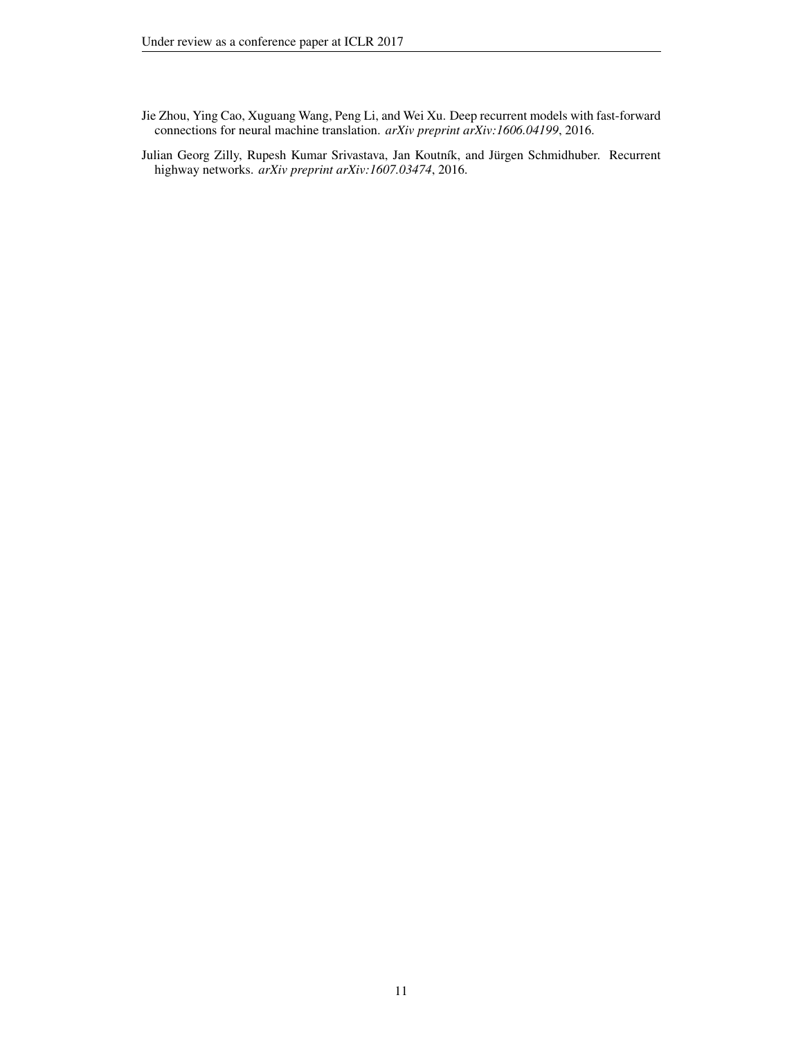Jie Zhou, Ying Cao, Xuguang Wang, Peng Li, and Wei Xu. Deep recurrent models with fast-forward connections for neural machine translation. *arXiv preprint arXiv:1606.04199*, 2016.

Julian Georg Zilly, Rupesh Kumar Srivastava, Jan Koutník, and Jürgen Schmidhuber. Recurrent highway networks. *arXiv preprint arXiv:1607.03474*, 2016.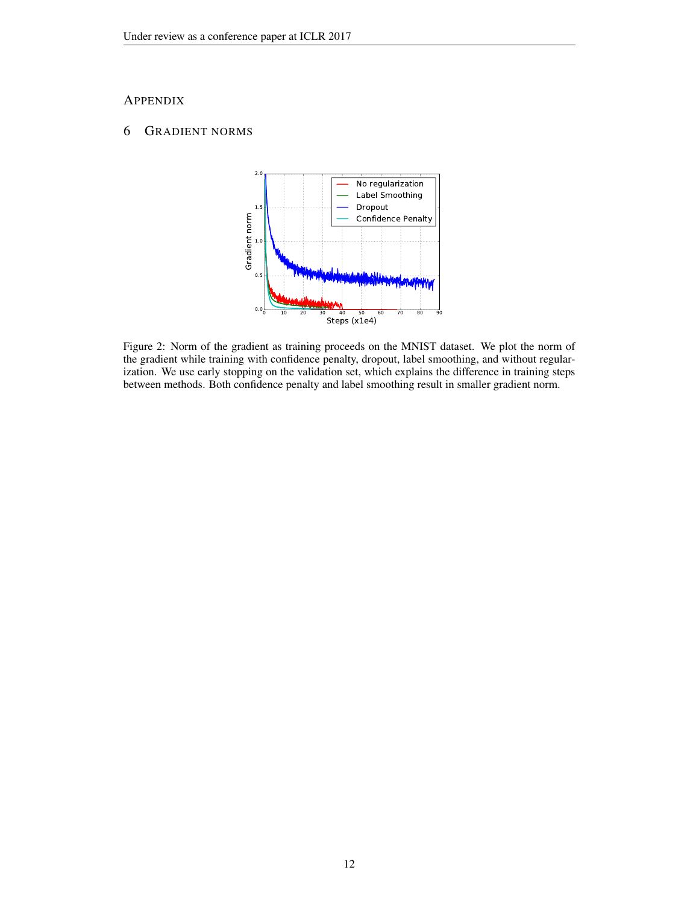# Appendix

## 6 Gradient Norms

2.0
1.5
1.0
0.5
0.0
Gradient norm
0
10
20
30
40
50
60
70
80
90
Steps (x1e4)
No regularization
Label Smoothing
Dropout
Confidence Penalty

Figure 2: Norm of the gradient as training proceeds on the MNIST dataset. We plot the norm of the gradient while training with confidence penalty, dropout, label smoothing, and without regularization. We use early stopping on the validation set, which explains the difference in training steps between methods. Both confidence penalty and label smoothing result in smaller gradient norm.